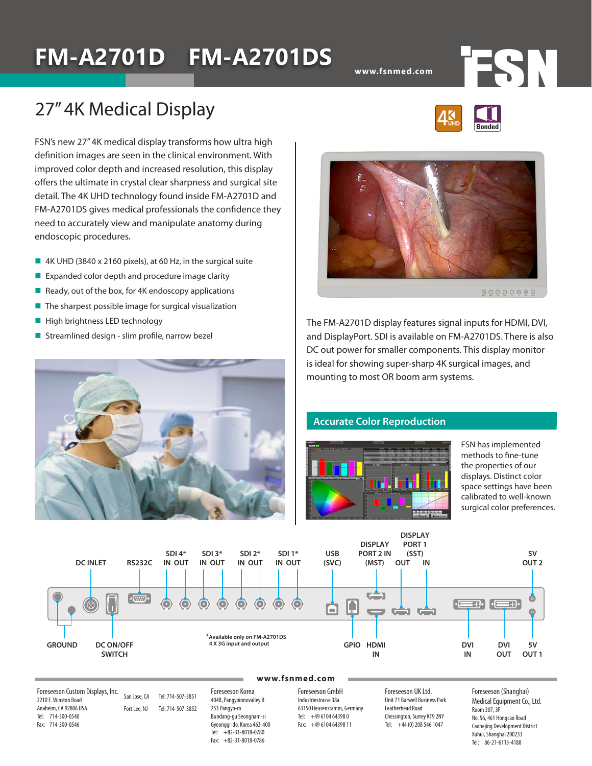# FM-A2701D FM-A2701DS

www.fsnmed.com

## 27" 4K Medical Display

FSN's new 27" 4K medical display transforms how ultra high definition images are seen in the clinical environment. With improved color depth and increased resolution, this display offers the ultimate in crystal clear sharpness and surgical site detail. The 4K UHD technology found inside FM-A2701D and FM-A2701DS gives medical professionals the confidence they need to accurately view and manipulate anatomy during endoscopic procedures.

- 4K UHD (3840 x 2160 pixels), at 60 Hz, in the surgical suite
- Expanded color depth and procedure image clarity
- Ready, out of the box, for 4K endoscopy applications
- The sharpest possible image for surgical visualization
- High brightness LED technology
- Streamlined design - slim profile, narrow bezel

The FM-A2701D display features signal inputs for HDMI, DVI, and DisplayPort. SDI is available on FM-A2701DS. There is also DC out power for smaller components. This display monitor is ideal for showing super-sharp 4K surgical images, and mounting to most OR boom arm systems.

### Accurate Color Reproduction

FSN has implemented methods to fine-tune the properties of our displays. Distinct color space settings have been calibrated to well-known surgical color preferences.

DC INLET, RS232C, SDI 4* IN OUT, SDI 3* IN OUT, SDI 2* IN OUT, SDI 1* IN OUT, USB (SVC), DISPLAY PORT 2 IN (MST), DISPLAY PORT 1 (SST) OUT IN, 5V OUT 2

GROUND, DC ON/OFF SWITCH, GPIO, HDMI IN, DVI IN, DVI OUT, 5V OUT 1

*Available only on FM-A2701DS
4 X 3G input and output

www.fsnmed.com

Foreseeson Custom Displays, Inc.
2210 E. Winston Road
Anaheim, CA 92806 USA
Tel: 714-300-0540
Fax: 714-300-0546

San Jose, CA Tel: 714-507-3851
Fort Lee, NJ Tel: 714-507-3852

Foreseeson Korea
404B, Pangyoinnovalley B
253 Pangyo-ro
Bundang-gu Seongnam-si
Gyeonggi-do, Korea 463-400
Tel: +82-31-8018-0780
Fax: +82-31-8018-0786

Foreseeson GmbH
Industriestrasse 38a
63150 Heusenstamm, Germany
Tel: +49 6104 64398 0
Fax: +49 6104 64398 11

Foreseeson UK Ltd.
Unit 71 Barwell Business Park
Leatherhead Road
Chessington, Surrey KT9 2NY
Tel: +44 (0) 208 546 1047

Foreseeson (Shanghai) Medical Equipment Co., Ltd.
Room 307, 3F
No. 56, 461 Hongcao Road
Caohejing Development District
Xuhui, Shanghai 200233
Tel: 86-21-6113-4188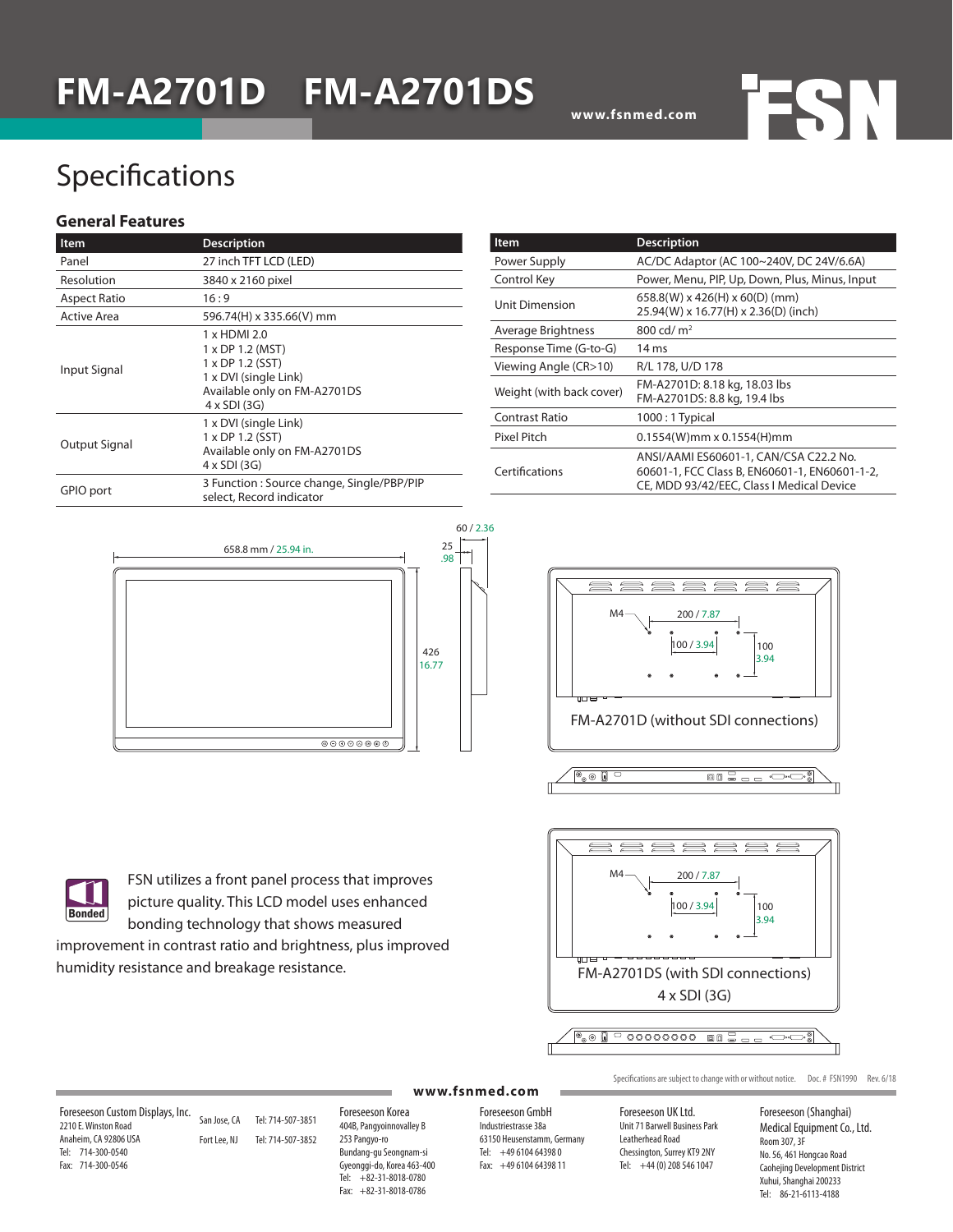# FM-A2701D FM-A2701DS

www.fsnmed.com

## Specifications

### General Features

| Item | Description |
|---|---|
| Panel | 27 inch TFT LCD (LED) |
| Resolution | 3840 x 2160 pixel |
| Aspect Ratio | 16 : 9 |
| Active Area | 596.74(H) x 335.66(V) mm |
| Input Signal | 1 x HDMI 2.0<br>1 x DP 1.2 (MST)<br>1 x DP 1.2 (SST)<br>1 x DVI (single Link)<br>Available only on FM-A2701DS<br>4 x SDI (3G) |
| Output Signal | 1 x DVI (single Link)<br>1 x DP 1.2 (SST)<br>Available only on FM-A2701DS<br>4 x SDI (3G) |
| GPIO port | 3 Function : Source change, Single/PBP/PIP select, Record indicator |

| Item | Description |
|---|---|
| Power Supply | AC/DC Adaptor (AC 100~240V, DC 24V/6.6A) |
| Control Key | Power, Menu, PIP, Up, Down, Plus, Minus, Input |
| Unit Dimension | 658.8(W) x 426(H) x 60(D) (mm)<br>25.94(W) x 16.77(H) x 2.36(D) (inch) |
| Average Brightness | 800 cd/ m² |
| Response Time (G-to-G) | 14 ms |
| Viewing Angle (CR>10) | R/L 178, U/D 178 |
| Weight (with back cover) | FM-A2701D: 8.18 kg, 18.03 lbs<br>FM-A2701DS: 8.8 kg, 19.4 lbs |
| Contrast Ratio | 1000 : 1 Typical |
| Pixel Pitch | 0.1554(W)mm x 0.1554(H)mm |
| Certifications | ANSI/AAMI ES60601-1, CAN/CSA C22.2 No. 60601-1, FCC Class B, EN60601-1, EN60601-1-2, CE, MDD 93/42/EEC, Class I Medical Device |

658.8 mm / 25.94 in.
60 / 2.36
25
.98
426
16.77

M4
200 / 7.87
100 / 3.94
100
3.94

FM-A2701D (without SDI connections)

M4
200 / 7.87
100 / 3.94
100
3.94

FM-A2701DS (with SDI connections)
4 x SDI (3G)

Bonded

FSN utilizes a front panel process that improves picture quality. This LCD model uses enhanced bonding technology that shows measured improvement in contrast ratio and brightness, plus improved humidity resistance and breakage resistance.

Specifications are subject to change with or without notice. Doc. # FSN1990 Rev. 6/18

www.fsnmed.com

**Foreseeson Custom Displays, Inc.**
2210 E. Winston Road
Anaheim, CA 92806 USA
Tel: 714-300-0540
Fax: 714-300-0546

San Jose, CA Tel: 714-507-3851
Fort Lee, NJ Tel: 714-507-3852

**Foreseeson Korea**
404B, Pangyoinnovalley B
253 Pangyo-ro
Bundang-gu Seongnam-si
Gyeonggi-do, Korea 463-400
Tel: +82-31-8018-0780
Fax: +82-31-8018-0786

**Foreseeson GmbH**
Industriestrasse 38a
63150 Heusenstamm, Germany
Tel: +49 6104 64398 0
Fax: +49 6104 64398 11

**Foreseeson UK Ltd.**
Unit 71 Barwell Business Park
Leatherhead Road
Chessington, Surrey KT9 2NY
Tel: +44 (0) 208 546 1047

**Foreseeson (Shanghai) Medical Equipment Co., Ltd.**
Room 307, 3F
No. 56, 461 Hongcao Road
Caohejing Development District
Xuhui, Shanghai 200233
Tel: 86-21-6113-4188